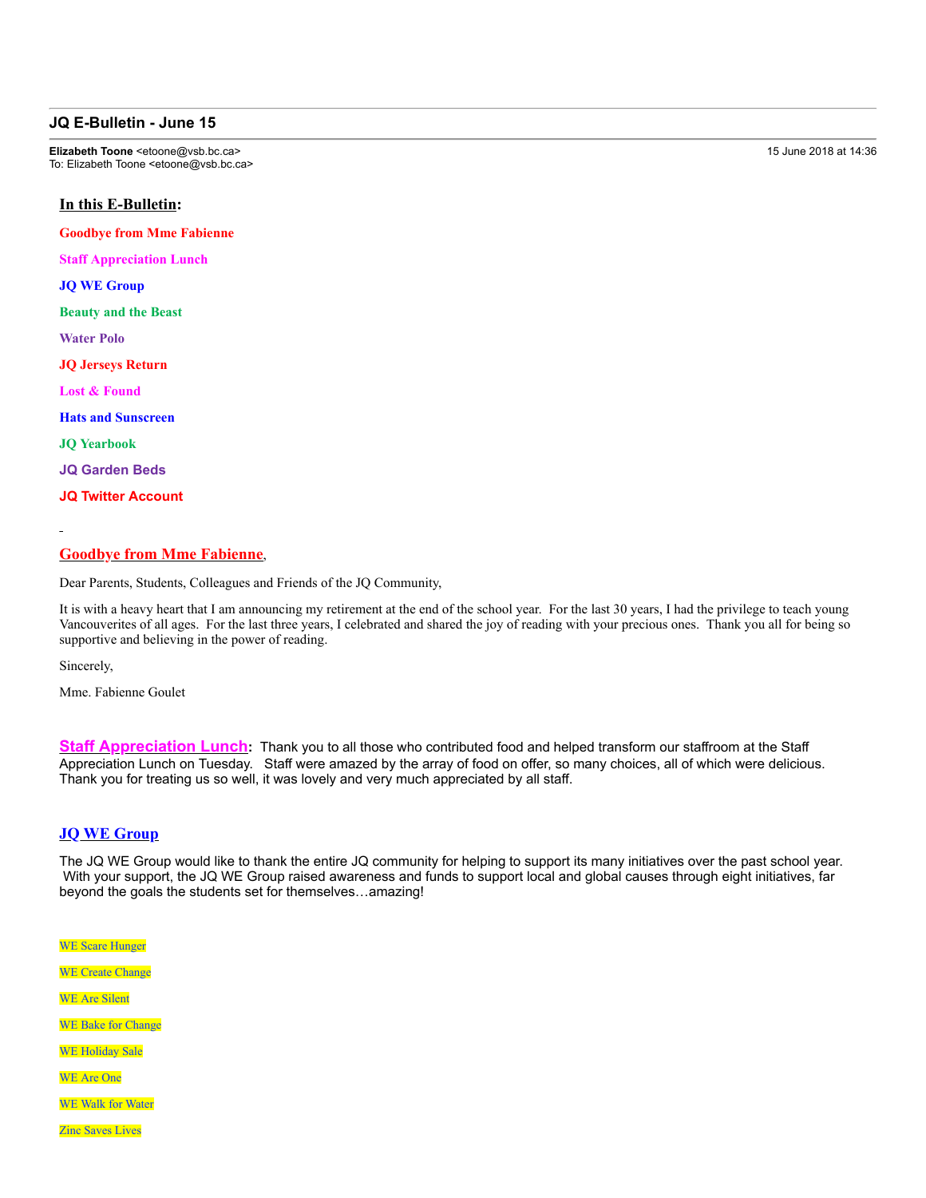## JQ E-Bulletin - June 15

**Elizabeth Toone** <etoone@vsb.bc.ca>  
To: Elizabeth Toone <etoone@vsb.bc.ca>

15 June 2018 at 14:36

**In this E-Bulletin:**

**Goodbye from Mme Fabienne**

**Staff Appreciation Lunch**

**JQ WE Group**

**Beauty and the Beast**

**Water Polo**

**JQ Jerseys Return**

**Lost & Found**

**Hats and Sunscreen**

**JQ Yearbook**

**JQ Garden Beds**

**JQ Twitter Account**

### Goodbye from Mme Fabienne,

Dear Parents, Students, Colleagues and Friends of the JQ Community,

It is with a heavy heart that I am announcing my retirement at the end of the school year. For the last 30 years, I had the privilege to teach young Vancouverites of all ages. For the last three years, I celebrated and shared the joy of reading with your precious ones. Thank you all for being so supportive and believing in the power of reading.

Sincerely,

Mme. Fabienne Goulet

**Staff Appreciation Lunch:** Thank you to all those who contributed food and helped transform our staffroom at the Staff Appreciation Lunch on Tuesday. Staff were amazed by the array of food on offer, so many choices, all of which were delicious. Thank you for treating us so well, it was lovely and very much appreciated by all staff.

### JQ WE Group

The JQ WE Group would like to thank the entire JQ community for helping to support its many initiatives over the past school year. With your support, the JQ WE Group raised awareness and funds to support local and global causes through eight initiatives, far beyond the goals the students set for themselves…amazing!

WE Scare Hunger

WE Create Change

WE Are Silent

WE Bake for Change

WE Holiday Sale

WE Are One

WE Walk for Water

Zinc Saves Lives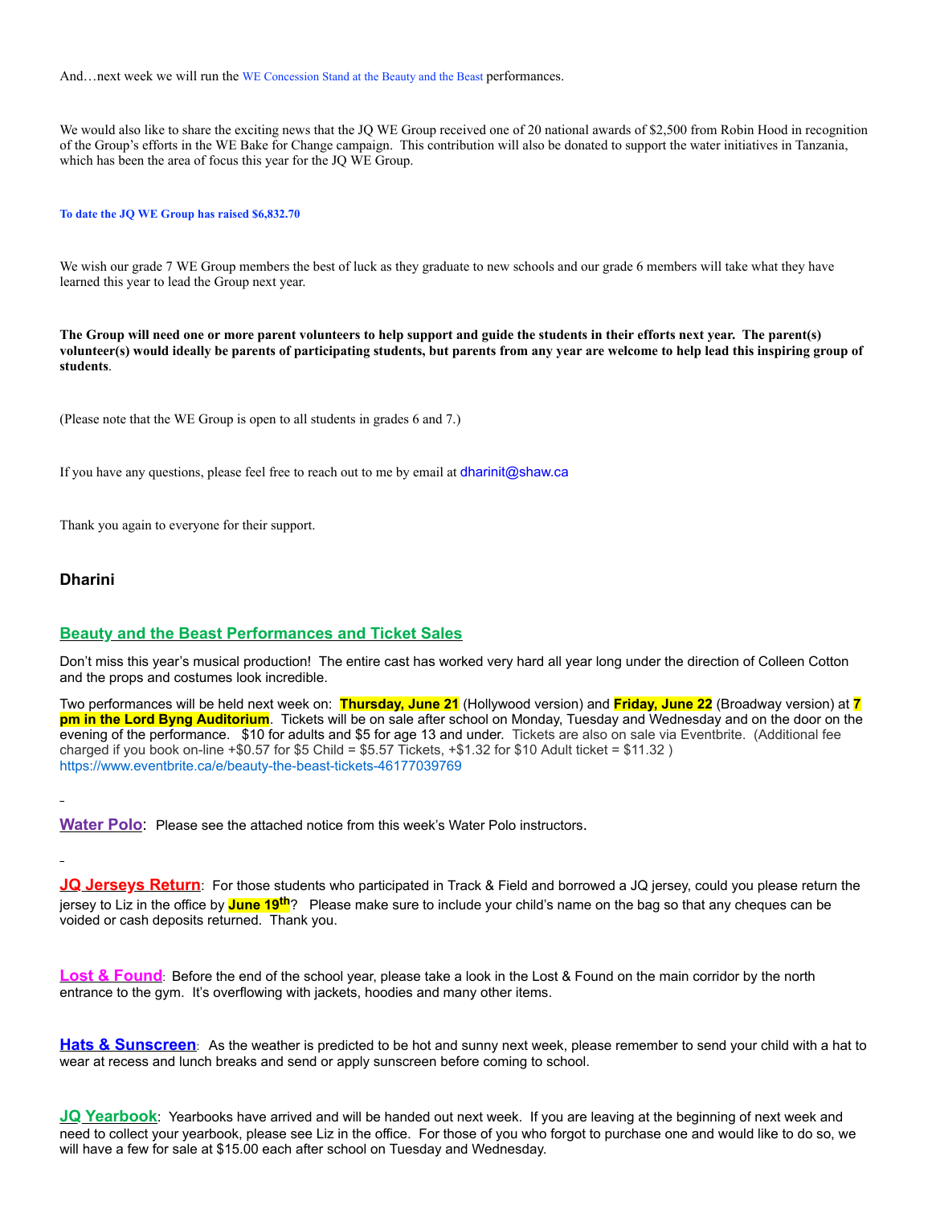And…next week we will run the WE Concession Stand at the Beauty and the Beast performances.

We would also like to share the exciting news that the JQ WE Group received one of 20 national awards of $2,500 from Robin Hood in recognition of the Group's efforts in the WE Bake for Change campaign. This contribution will also be donated to support the water initiatives in Tanzania, which has been the area of focus this year for the JQ WE Group.

**To date the JQ WE Group has raised $6,832.70**

We wish our grade 7 WE Group members the best of luck as they graduate to new schools and our grade 6 members will take what they have learned this year to lead the Group next year.

**The Group will need one or more parent volunteers to help support and guide the students in their efforts next year. The parent(s) volunteer(s) would ideally be parents of participating students, but parents from any year are welcome to help lead this inspiring group of students.**

(Please note that the WE Group is open to all students in grades 6 and 7.)

If you have any questions, please feel free to reach out to me by email at dharinit@shaw.ca

Thank you again to everyone for their support.

**Dharini**

## Beauty and the Beast Performances and Ticket Sales

Don't miss this year's musical production! The entire cast has worked very hard all year long under the direction of Colleen Cotton and the props and costumes look incredible.

Two performances will be held next week on: **Thursday, June 21** (Hollywood version) and **Friday, June 22** (Broadway version) at **7 pm in the Lord Byng Auditorium**. Tickets will be on sale after school on Monday, Tuesday and Wednesday and on the door on the evening of the performance. $10 for adults and $5 for age 13 and under. Tickets are also on sale via Eventbrite. (Additional fee charged if you book on-line +$0.57 for $5 Child = $5.57 Tickets, +$1.32 for $10 Adult ticket = $11.32 ) https://www.eventbrite.ca/e/beauty-the-beast-tickets-46177039769

**Water Polo**: Please see the attached notice from this week's Water Polo instructors.

**JQ Jerseys Return**: For those students who participated in Track & Field and borrowed a JQ jersey, could you please return the jersey to Liz in the office by **June 19th**? Please make sure to include your child's name on the bag so that any cheques can be voided or cash deposits returned. Thank you.

**Lost & Found**: Before the end of the school year, please take a look in the Lost & Found on the main corridor by the north entrance to the gym. It's overflowing with jackets, hoodies and many other items.

**Hats & Sunscreen**: As the weather is predicted to be hot and sunny next week, please remember to send your child with a hat to wear at recess and lunch breaks and send or apply sunscreen before coming to school.

**JQ Yearbook**: Yearbooks have arrived and will be handed out next week. If you are leaving at the beginning of next week and need to collect your yearbook, please see Liz in the office. For those of you who forgot to purchase one and would like to do so, we will have a few for sale at $15.00 each after school on Tuesday and Wednesday.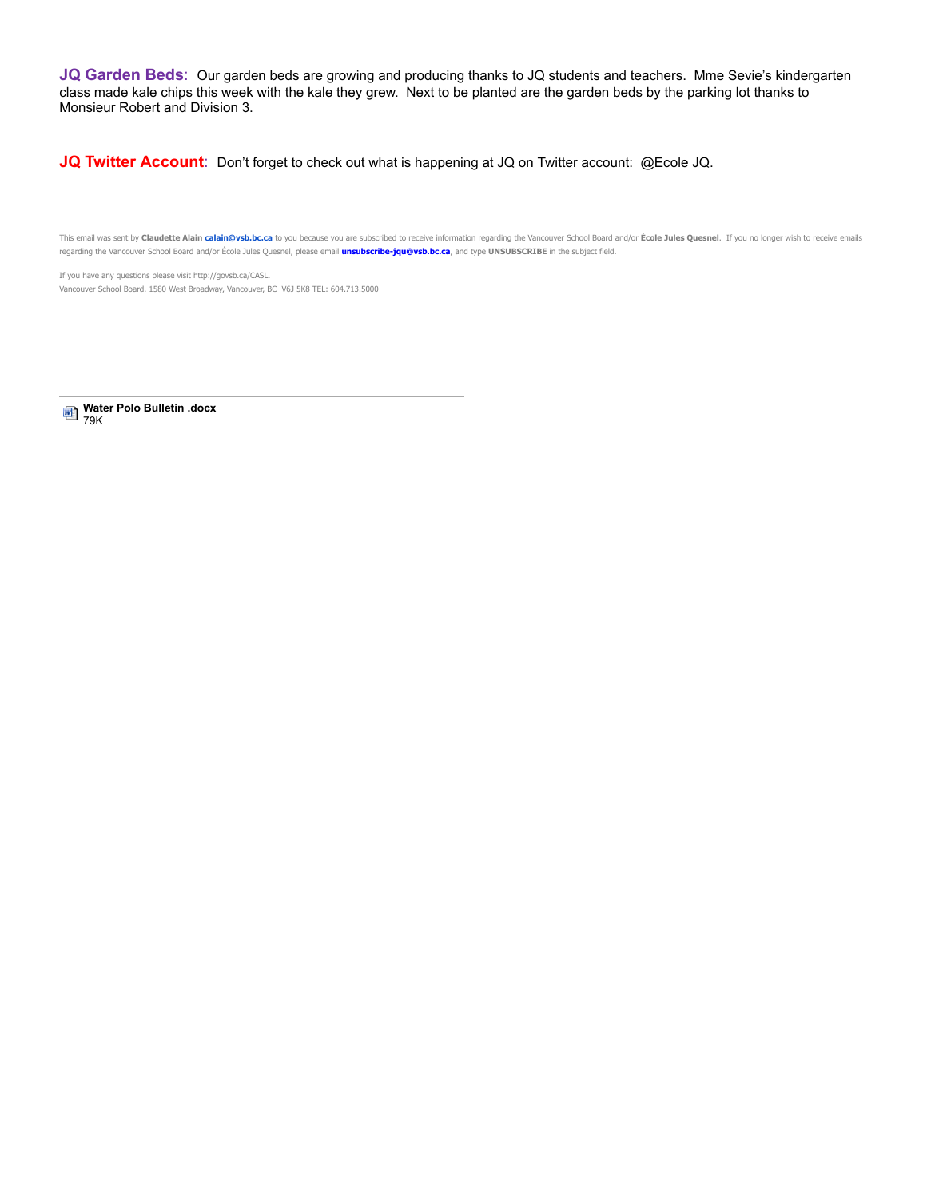**JQ Garden Beds**: Our garden beds are growing and producing thanks to JQ students and teachers. Mme Sevie's kindergarten class made kale chips this week with the kale they grew. Next to be planted are the garden beds by the parking lot thanks to Monsieur Robert and Division 3.

**JQ Twitter Account**: Don't forget to check out what is happening at JQ on Twitter account: @Ecole JQ.

This email was sent by **Claudette Alain** **calain@vsb.bc.ca** to you because you are subscribed to receive information regarding the Vancouver School Board and/or **École Jules Quesnel**. If you no longer wish to receive emails regarding the Vancouver School Board and/or École Jules Quesnel, please email **unsubscribe-jqu@vsb.bc.ca**, and type **UNSUBSCRIBE** in the subject field.

If you have any questions please visit http://govsb.ca/CASL.
Vancouver School Board. 1580 West Broadway, Vancouver, BC V6J 5K8 TEL: 604.713.5000

---

**Water Polo Bulletin .docx**
79K